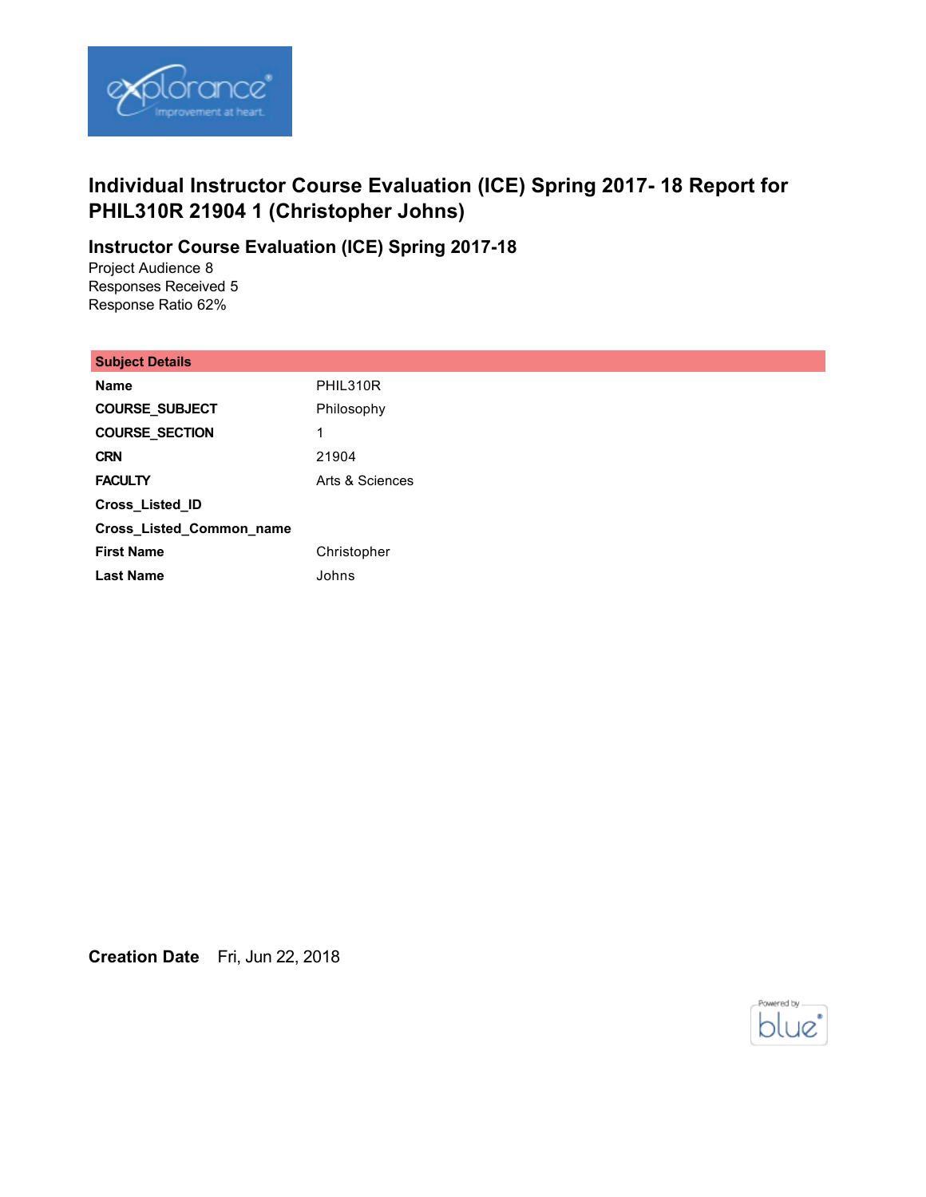# Individual Instructor Course Evaluation (ICE) Spring 2017- 18 Report for PHIL310R 21904 1 (Christopher Johns)

## Instructor Course Evaluation (ICE) Spring 2017-18

Project Audience 8
Responses Received 5
Response Ratio 62%

| Subject Details | |
|---|---|
| **Name** | PHIL310R |
| **COURSE_SUBJECT** | Philosophy |
| **COURSE_SECTION** | 1 |
| **CRN** | 21904 |
| **FACULTY** | Arts & Sciences |
| **Cross_Listed_ID** | |
| **Cross_Listed_Common_name** | |
| **First Name** | Christopher |
| **Last Name** | Johns |

**Creation Date** Fri, Jun 22, 2018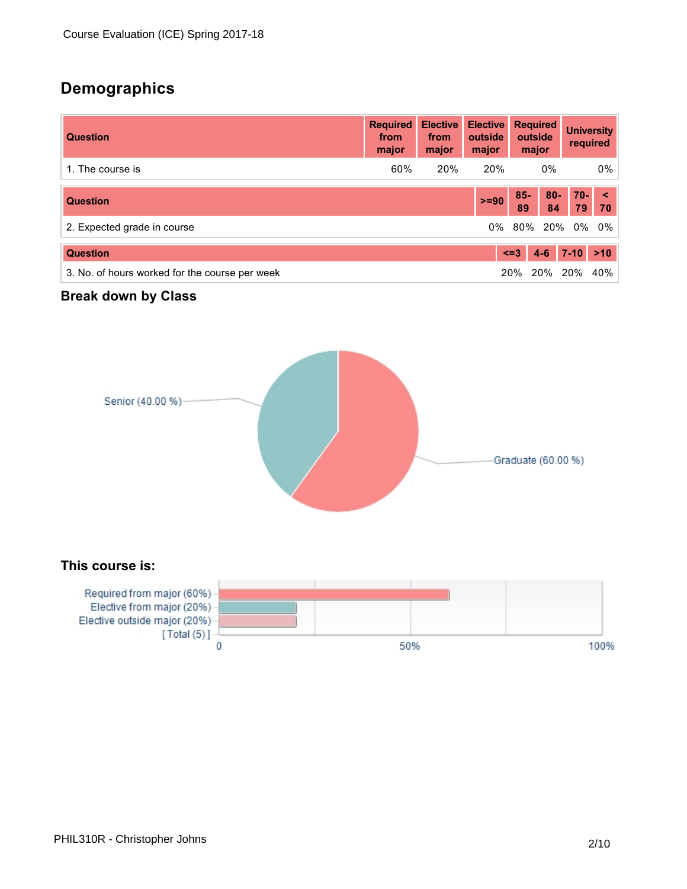## Demographics

| Question | Required from major | Elective from major | Elective outside major | Required outside major | University required |
|---|---|---|---|---|---|
| 1. The course is | 60% | 20% | 20% | 0% | 0% |

| Question | >=90 | 85-89 | 80-84 | 70-79 | < 70 |
|---|---|---|---|---|---|
| 2. Expected grade in course | 0% | 80% | 20% | 0% | 0% |

| Question | <=3 | 4-6 | 7-10 | >10 |
|---|---|---|---|---|
| 3. No. of hours worked for the course per week | 20% | 20% | 20% | 40% |

## Break down by Class

Senior (40.00 %)

Graduate (60.00 %)

## This course is:

Required from major (60%)

Elective from major (20%)

Elective outside major (20%)

[ Total (5) ]

0 50% 100%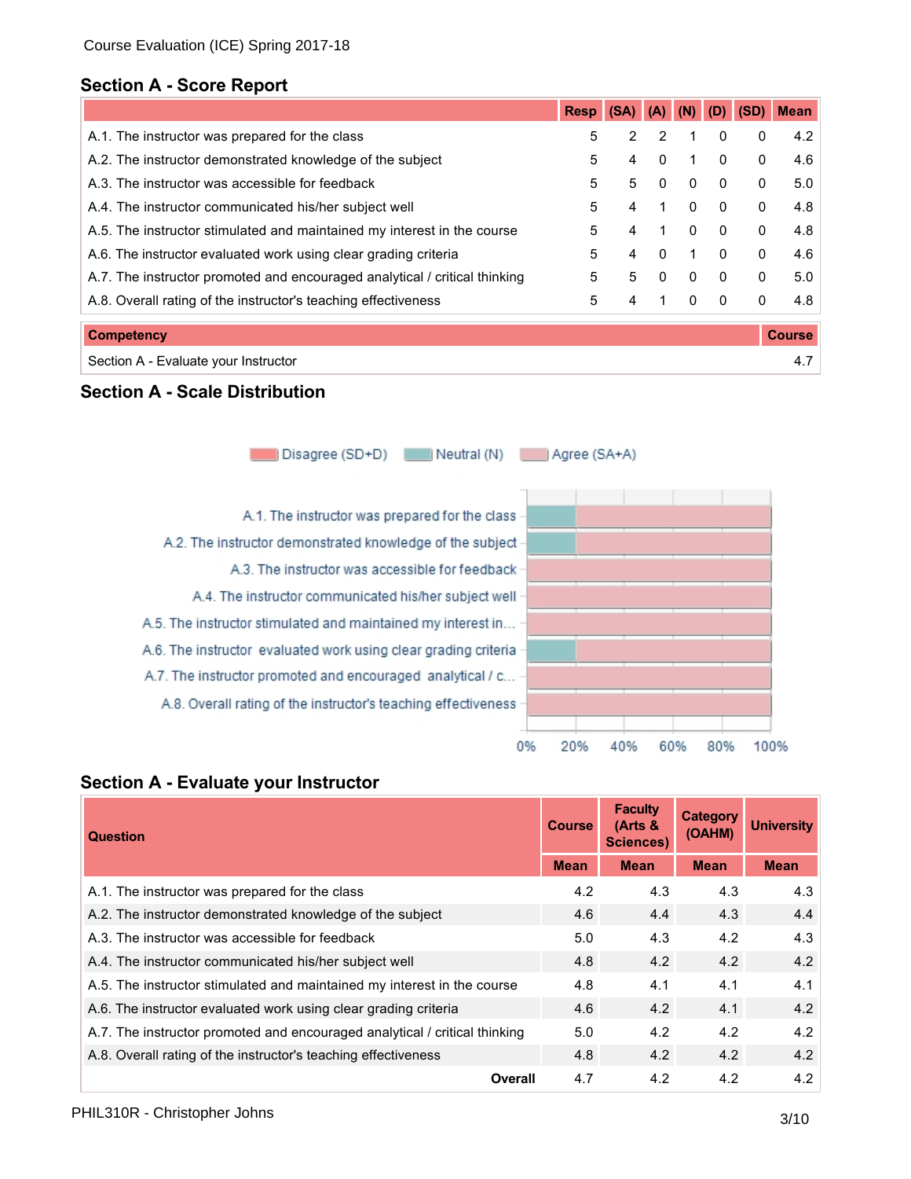Course Evaluation (ICE) Spring 2017-18

## Section A - Score Report

| | Resp | (SA) | (A) | (N) | (D) | (SD) | Mean |
|---|---|---|---|---|---|---|---|
| A.1. The instructor was prepared for the class | 5 | 2 | 2 | 1 | 0 | 0 | 4.2 |
| A.2. The instructor demonstrated knowledge of the subject | 5 | 4 | 0 | 1 | 0 | 0 | 4.6 |
| A.3. The instructor was accessible for feedback | 5 | 5 | 0 | 0 | 0 | 0 | 5.0 |
| A.4. The instructor communicated his/her subject well | 5 | 4 | 1 | 0 | 0 | 0 | 4.8 |
| A.5. The instructor stimulated and maintained my interest in the course | 5 | 4 | 1 | 0 | 0 | 0 | 4.8 |
| A.6. The instructor evaluated work using clear grading criteria | 5 | 4 | 0 | 1 | 0 | 0 | 4.6 |
| A.7. The instructor promoted and encouraged analytical / critical thinking | 5 | 5 | 0 | 0 | 0 | 0 | 5.0 |
| A.8. Overall rating of the instructor's teaching effectiveness | 5 | 4 | 1 | 0 | 0 | 0 | 4.8 |

| Competency | Course |
|---|---|
| Section A - Evaluate your Instructor | 4.7 |

## Section A - Scale Distribution

Disagree (SD+D) | Neutral (N) | Agree (SA+A)

| Question | Disagree (SD+D) | Neutral (N) | Agree (SA+A) |
|---|---|---|---|
| A.1. The instructor was prepared for the class | 0% | 20% | 80% |
| A.2. The instructor demonstrated knowledge of the subject | 0% | 20% | 80% |
| A.3. The instructor was accessible for feedback | 0% | 0% | 100% |
| A.4. The instructor communicated his/her subject well | 0% | 0% | 100% |
| A.5. The instructor stimulated and maintained my interest in... | 0% | 0% | 100% |
| A.6. The instructor evaluated work using clear grading criteria | 0% | 20% | 80% |
| A.7. The instructor promoted and encouraged analytical / c... | 0% | 0% | 100% |
| A.8. Overall rating of the instructor's teaching effectiveness | 0% | 0% | 100% |

## Section A - Evaluate your Instructor

| Question | Course | Faculty (Arts & Sciences) | Category (OAHM) | University |
|---|---|---|---|---|
| | Mean | Mean | Mean | Mean |
| A.1. The instructor was prepared for the class | 4.2 | 4.3 | 4.3 | 4.3 |
| A.2. The instructor demonstrated knowledge of the subject | 4.6 | 4.4 | 4.3 | 4.4 |
| A.3. The instructor was accessible for feedback | 5.0 | 4.3 | 4.2 | 4.3 |
| A.4. The instructor communicated his/her subject well | 4.8 | 4.2 | 4.2 | 4.2 |
| A.5. The instructor stimulated and maintained my interest in the course | 4.8 | 4.1 | 4.1 | 4.1 |
| A.6. The instructor evaluated work using clear grading criteria | 4.6 | 4.2 | 4.1 | 4.2 |
| A.7. The instructor promoted and encouraged analytical / critical thinking | 5.0 | 4.2 | 4.2 | 4.2 |
| A.8. Overall rating of the instructor's teaching effectiveness | 4.8 | 4.2 | 4.2 | 4.2 |
| **Overall** | 4.7 | 4.2 | 4.2 | 4.2 |

PHIL310R - Christopher Johns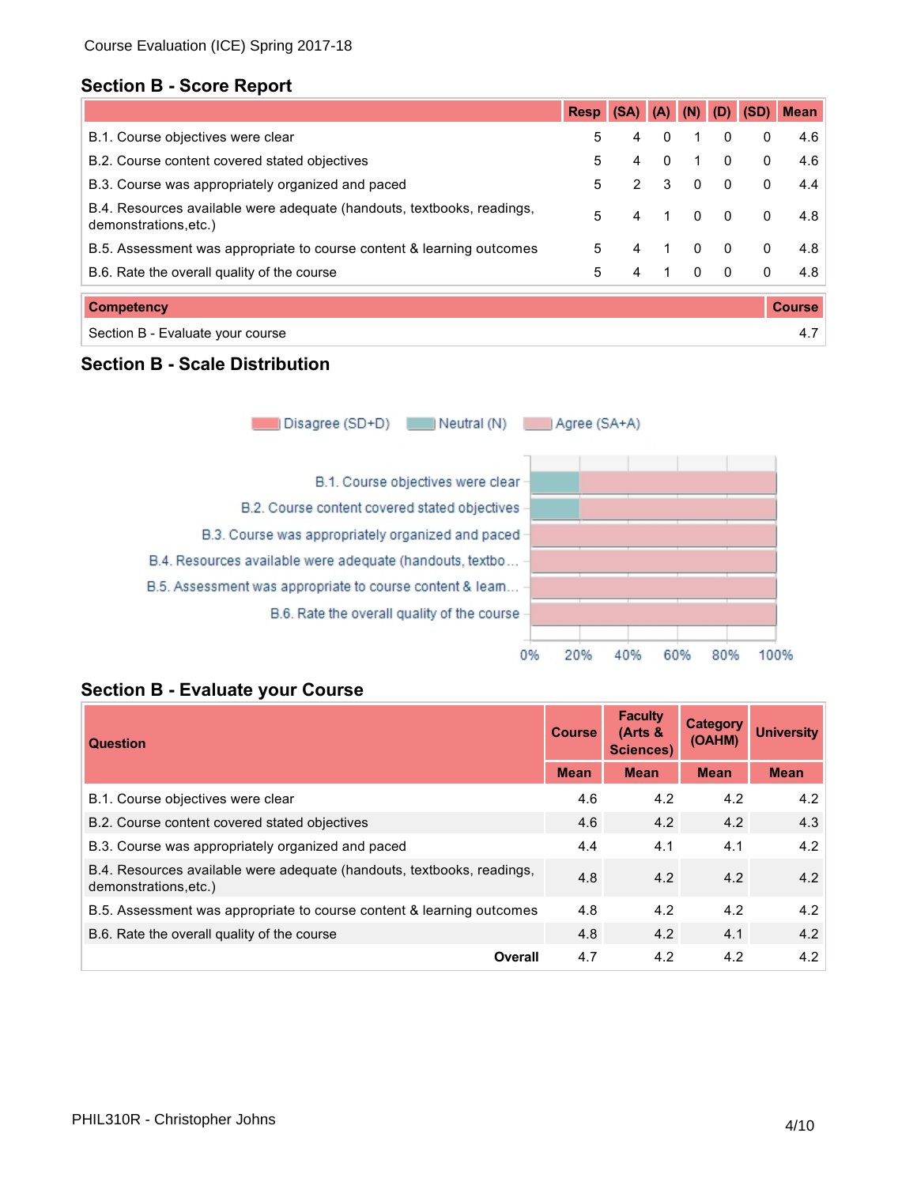Course Evaluation (ICE) Spring 2017-18

## Section B - Score Report

| | Resp | (SA) | (A) | (N) | (D) | (SD) | Mean |
|---|---|---|---|---|---|---|---|
| B.1. Course objectives were clear | 5 | 4 | 0 | 1 | 0 | 0 | 4.6 |
| B.2. Course content covered stated objectives | 5 | 4 | 0 | 1 | 0 | 0 | 4.6 |
| B.3. Course was appropriately organized and paced | 5 | 2 | 3 | 0 | 0 | 0 | 4.4 |
| B.4. Resources available were adequate (handouts, textbooks, readings, demonstrations,etc.) | 5 | 4 | 1 | 0 | 0 | 0 | 4.8 |
| B.5. Assessment was appropriate to course content & learning outcomes | 5 | 4 | 1 | 0 | 0 | 0 | 4.8 |
| B.6. Rate the overall quality of the course | 5 | 4 | 1 | 0 | 0 | 0 | 4.8 |

| Competency | Course |
|---|---|
| Section B - Evaluate your course | 4.7 |

## Section B - Scale Distribution

Disagree (SD+D) | Neutral (N) | Agree (SA+A)

- B.1. Course objectives were clear
- B.2. Course content covered stated objectives
- B.3. Course was appropriately organized and paced
- B.4. Resources available were adequate (handouts, textbo...
- B.5. Assessment was appropriate to course content & learn...
- B.6. Rate the overall quality of the course

0% 20% 40% 60% 80% 100%

## Section B - Evaluate your Course

| Question | Course | Faculty (Arts & Sciences) | Category (OAHM) | University |
|---|---|---|---|---|
| | Mean | Mean | Mean | Mean |
| B.1. Course objectives were clear | 4.6 | 4.2 | 4.2 | 4.2 |
| B.2. Course content covered stated objectives | 4.6 | 4.2 | 4.2 | 4.3 |
| B.3. Course was appropriately organized and paced | 4.4 | 4.1 | 4.1 | 4.2 |
| B.4. Resources available were adequate (handouts, textbooks, readings, demonstrations,etc.) | 4.8 | 4.2 | 4.2 | 4.2 |
| B.5. Assessment was appropriate to course content & learning outcomes | 4.8 | 4.2 | 4.2 | 4.2 |
| B.6. Rate the overall quality of the course | 4.8 | 4.2 | 4.1 | 4.2 |
| **Overall** | 4.7 | 4.2 | 4.2 | 4.2 |

PHIL310R - Christopher Johns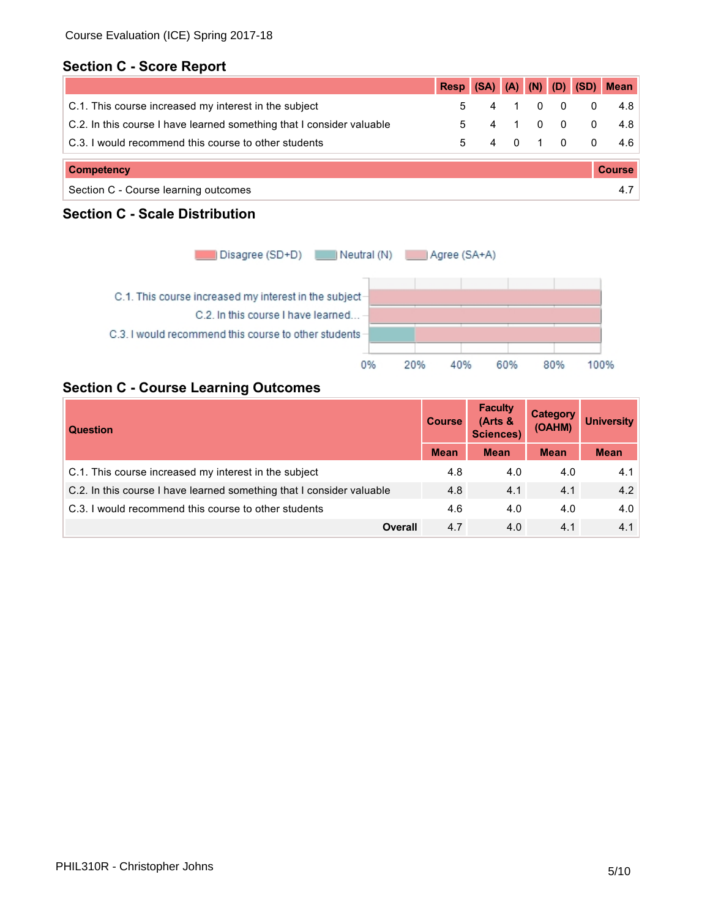Course Evaluation (ICE) Spring 2017-18

## Section C - Score Report

| | Resp | (SA) | (A) | (N) | (D) | (SD) | Mean |
|---|---|---|---|---|---|---|---|
| C.1. This course increased my interest in the subject | 5 | 4 | 1 | 0 | 0 | 0 | 4.8 |
| C.2. In this course I have learned something that I consider valuable | 5 | 4 | 1 | 0 | 0 | 0 | 4.8 |
| C.3. I would recommend this course to other students | 5 | 4 | 0 | 1 | 0 | 0 | 4.6 |

| Competency | Course |
|---|---|
| Section C - Course learning outcomes | 4.7 |

## Section C - Scale Distribution

Disagree (SD+D) | Neutral (N) | Agree (SA+A)

C.1. This course increased my interest in the subject

C.2. In this course I have learned...

C.3. I would recommend this course to other students

0% 20% 40% 60% 80% 100%

## Section C - Course Learning Outcomes

| Question | Course | Faculty (Arts & Sciences) | Category (OAHM) | University |
|---|---|---|---|---|
| | Mean | Mean | Mean | Mean |
| C.1. This course increased my interest in the subject | 4.8 | 4.0 | 4.0 | 4.1 |
| C.2. In this course I have learned something that I consider valuable | 4.8 | 4.1 | 4.1 | 4.2 |
| C.3. I would recommend this course to other students | 4.6 | 4.0 | 4.0 | 4.0 |
| **Overall** | 4.7 | 4.0 | 4.1 | 4.1 |

PHIL310R - Christopher Johns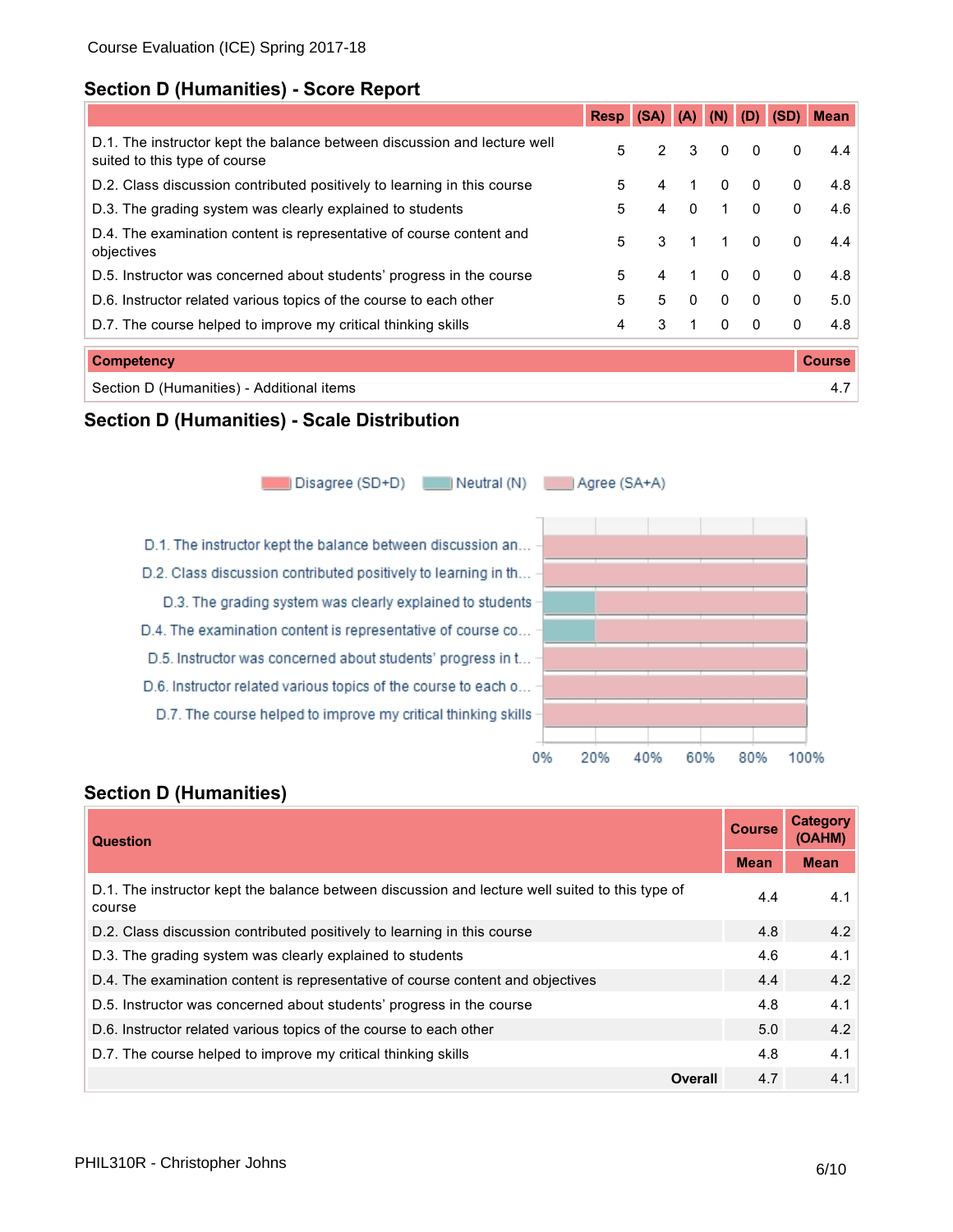Course Evaluation (ICE) Spring 2017-18

## Section D (Humanities) - Score Report

| | Resp | (SA) | (A) | (N) | (D) | (SD) | Mean |
|---|---|---|---|---|---|---|---|
| D.1. The instructor kept the balance between discussion and lecture well suited to this type of course | 5 | 2 | 3 | 0 | 0 | 0 | 4.4 |
| D.2. Class discussion contributed positively to learning in this course | 5 | 4 | 1 | 0 | 0 | 0 | 4.8 |
| D.3. The grading system was clearly explained to students | 5 | 4 | 0 | 1 | 0 | 0 | 4.6 |
| D.4. The examination content is representative of course content and objectives | 5 | 3 | 1 | 1 | 0 | 0 | 4.4 |
| D.5. Instructor was concerned about students' progress in the course | 5 | 4 | 1 | 0 | 0 | 0 | 4.8 |
| D.6. Instructor related various topics of the course to each other | 5 | 5 | 0 | 0 | 0 | 0 | 5.0 |
| D.7. The course helped to improve my critical thinking skills | 4 | 3 | 1 | 0 | 0 | 0 | 4.8 |

| Competency | Course |
|---|---|
| Section D (Humanities) - Additional items | 4.7 |

## Section D (Humanities) - Scale Distribution

Disagree (SD+D) | Neutral (N) | Agree (SA+A)

- D.1. The instructor kept the balance between discussion an...
- D.2. Class discussion contributed positively to learning in th...
- D.3. The grading system was clearly explained to students
- D.4. The examination content is representative of course co...
- D.5. Instructor was concerned about students' progress in t...
- D.6. Instructor related various topics of the course to each o...
- D.7. The course helped to improve my critical thinking skills

0% 20% 40% 60% 80% 100%

## Section D (Humanities)

| Question | Course | Category (OAHM) |
|---|---|---|
| | Mean | Mean |
| D.1. The instructor kept the balance between discussion and lecture well suited to this type of course | 4.4 | 4.1 |
| D.2. Class discussion contributed positively to learning in this course | 4.8 | 4.2 |
| D.3. The grading system was clearly explained to students | 4.6 | 4.1 |
| D.4. The examination content is representative of course content and objectives | 4.4 | 4.2 |
| D.5. Instructor was concerned about students' progress in the course | 4.8 | 4.1 |
| D.6. Instructor related various topics of the course to each other | 5.0 | 4.2 |
| D.7. The course helped to improve my critical thinking skills | 4.8 | 4.1 |
| **Overall** | 4.7 | 4.1 |

PHIL310R - Christopher Johns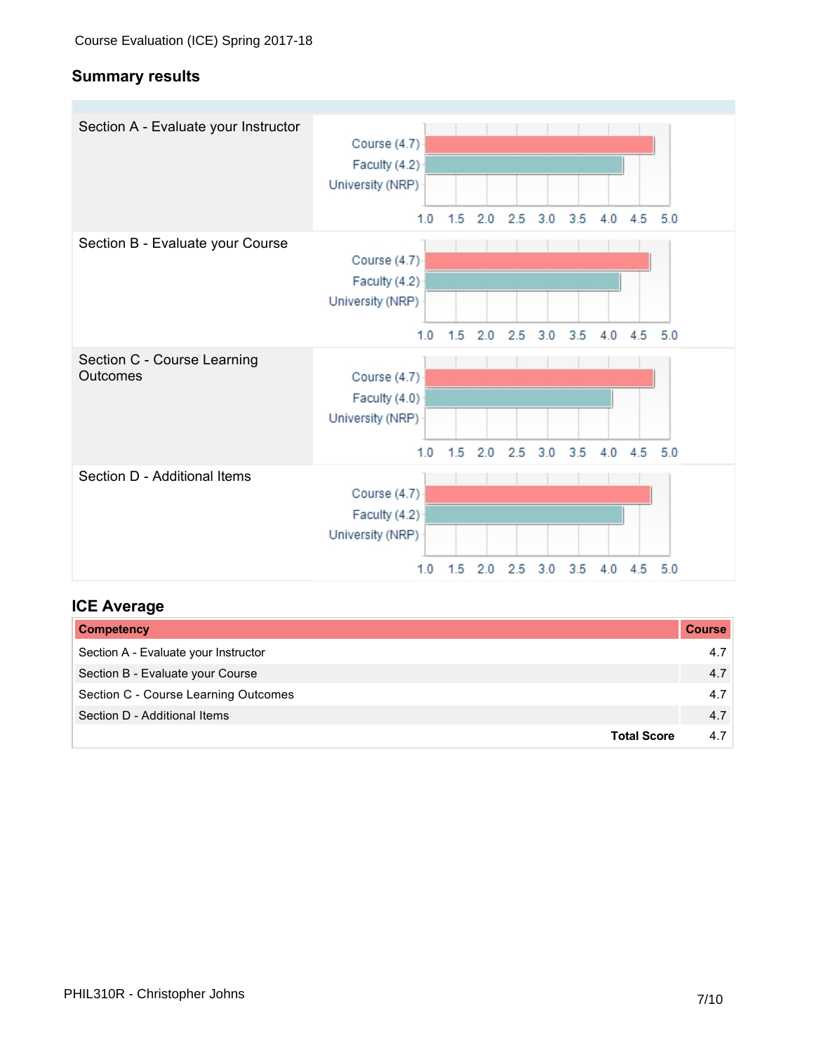Course Evaluation (ICE) Spring 2017-18

## Summary results

| Section | Course | Faculty | University |
|---|---|---|---|
| Section A - Evaluate your Instructor | 4.7 | 4.2 | NRP |
| Section B - Evaluate your Course | 4.7 | 4.2 | NRP |
| Section C - Course Learning Outcomes | 4.7 | 4.0 | NRP |
| Section D - Additional Items | 4.7 | 4.2 | NRP |

## ICE Average

| Competency | Course |
|---|---|
| Section A - Evaluate your Instructor | 4.7 |
| Section B - Evaluate your Course | 4.7 |
| Section C - Course Learning Outcomes | 4.7 |
| Section D - Additional Items | 4.7 |
| **Total Score** | 4.7 |

PHIL310R - Christopher Johns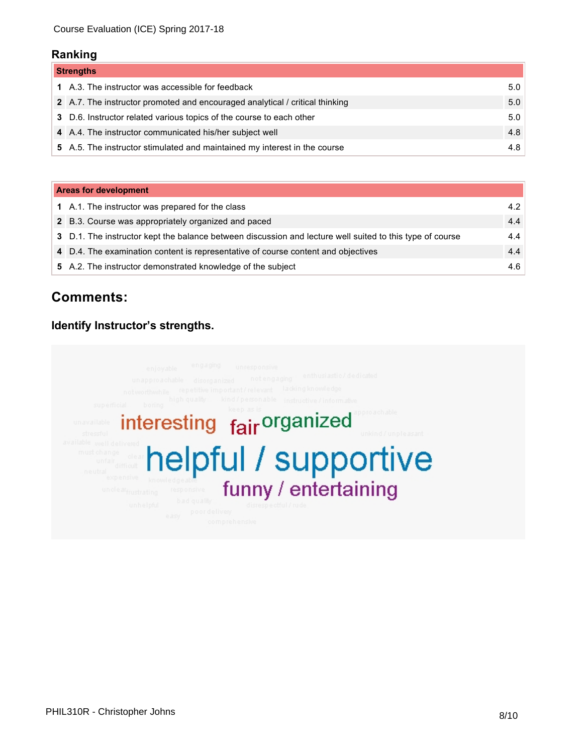## Ranking

| Strengths | | |
|---|---|---|
| 1 | A.3. The instructor was accessible for feedback | 5.0 |
| 2 | A.7. The instructor promoted and encouraged analytical / critical thinking | 5.0 |
| 3 | D.6. Instructor related various topics of the course to each other | 5.0 |
| 4 | A.4. The instructor communicated his/her subject well | 4.8 |
| 5 | A.5. The instructor stimulated and maintained my interest in the course | 4.8 |

| Areas for development | | |
|---|---|---|
| 1 | A.1. The instructor was prepared for the class | 4.2 |
| 2 | B.3. Course was appropriately organized and paced | 4.4 |
| 3 | D.1. The instructor kept the balance between discussion and lecture well suited to this type of course | 4.4 |
| 4 | D.4. The examination content is representative of course content and objectives | 4.4 |
| 5 | A.2. The instructor demonstrated knowledge of the subject | 4.6 |

# Comments:

### Identify Instructor's strengths.

interesting fair organized

helpful / supportive

funny / entertaining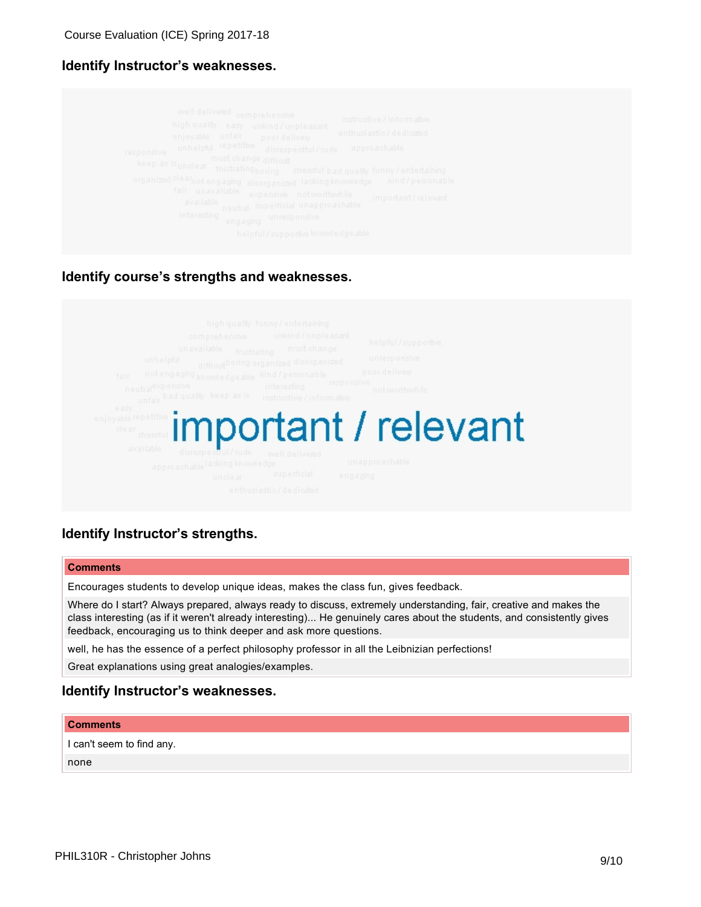## Identify Instructor's weaknesses.

well delivered comprehensive instructive / informative high quality easy unkind / unpleasant enthusiastic / dedicated enjoyable unfair poor delivery responsive unhelpful repetitive disrespectful / rude approachable keep as is unclear must change difficult frustrating boring stressful bad quality funny / entertaining organized clear not engaging disorganized lacking knowledge kind / personable fair unavailable expensive not worthwhile important / relevant available neutral superficial unapproachable interesting engaging unresponsive helpful / supportive knowledgeable

## Identify course's strengths and weaknesses.

high quality funny / entertaining comprehensive unkind / unpleasant helpful / supportive unavailable frustrating must change unresponsive unhelpful difficult boring organized disorganized poor delivery fair not engaging knowledgeable kind / personable responsive neutral expensive interesting not worthwhile unfair bad quality keep as is instructive / informative easy enjoyable repetitive clear stressful **important / relevant** available disrespectful / rude well delivered approachable lacking knowledge unapproachable unclear superficial engaging enthusiastic / dedicated

## Identify Instructor's strengths.

| Comments |
|---|
| Encourages students to develop unique ideas, makes the class fun, gives feedback. |
| Where do I start? Always prepared, always ready to discuss, extremely understanding, fair, creative and makes the class interesting (as if it weren't already interesting)... He genuinely cares about the students, and consistently gives feedback, encouraging us to think deeper and ask more questions. |
| well, he has the essence of a perfect philosophy professor in all the Leibnizian perfections! |
| Great explanations using great analogies/examples. |

## Identify Instructor's weaknesses.

| Comments |
|---|
| I can't seem to find any. |
| none |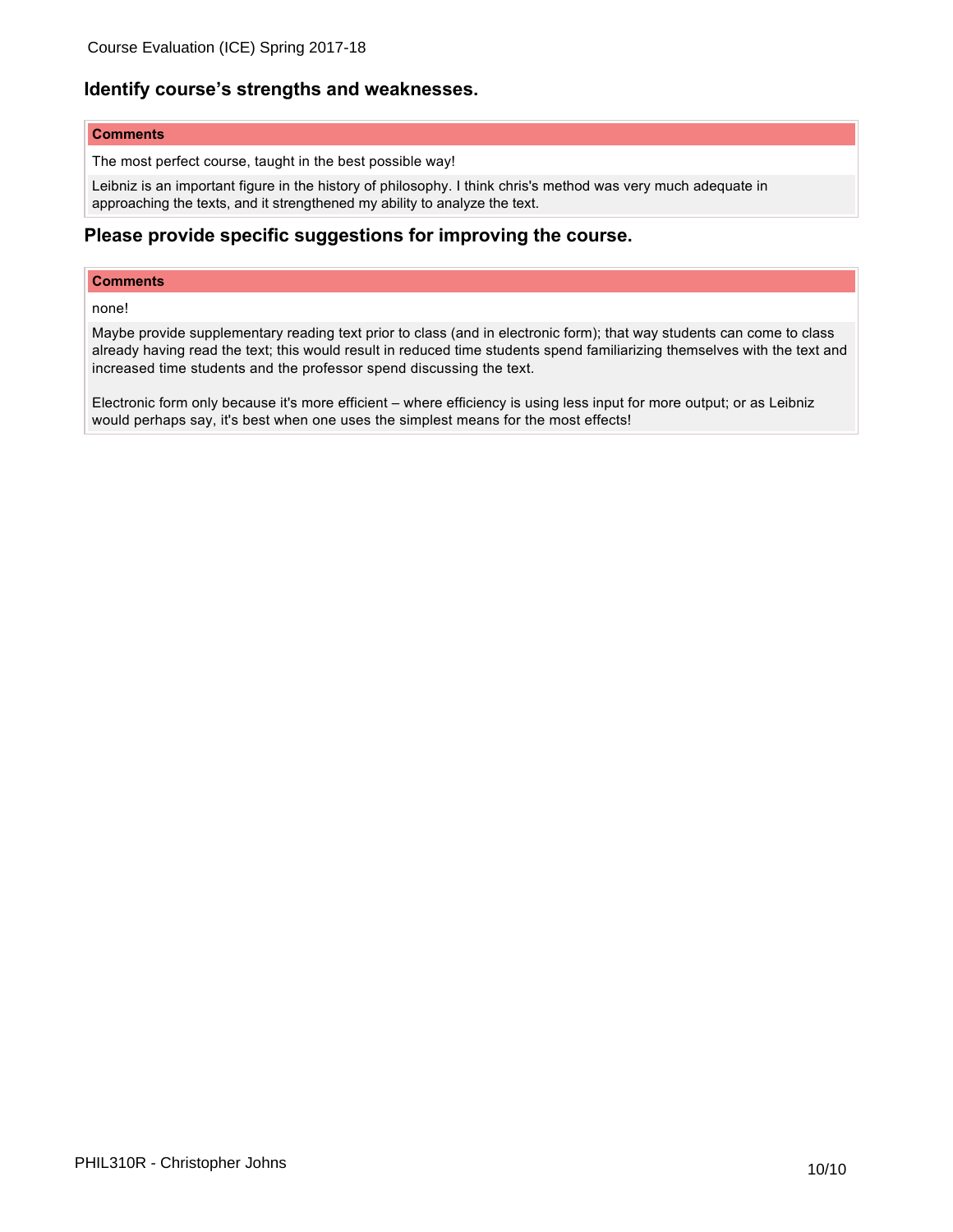## Identify course's strengths and weaknesses.

| Comments |
|---|
| The most perfect course, taught in the best possible way! |
| Leibniz is an important figure in the history of philosophy. I think chris's method was very much adequate in approaching the texts, and it strengthened my ability to analyze the text. |

## Please provide specific suggestions for improving the course.

| Comments |
|---|
| none! |
| Maybe provide supplementary reading text prior to class (and in electronic form); that way students can come to class already having read the text; this would result in reduced time students spend familiarizing themselves with the text and increased time students and the professor spend discussing the text.<br><br>Electronic form only because it's more efficient – where efficiency is using less input for more output; or as Leibniz would perhaps say, it's best when one uses the simplest means for the most effects! |